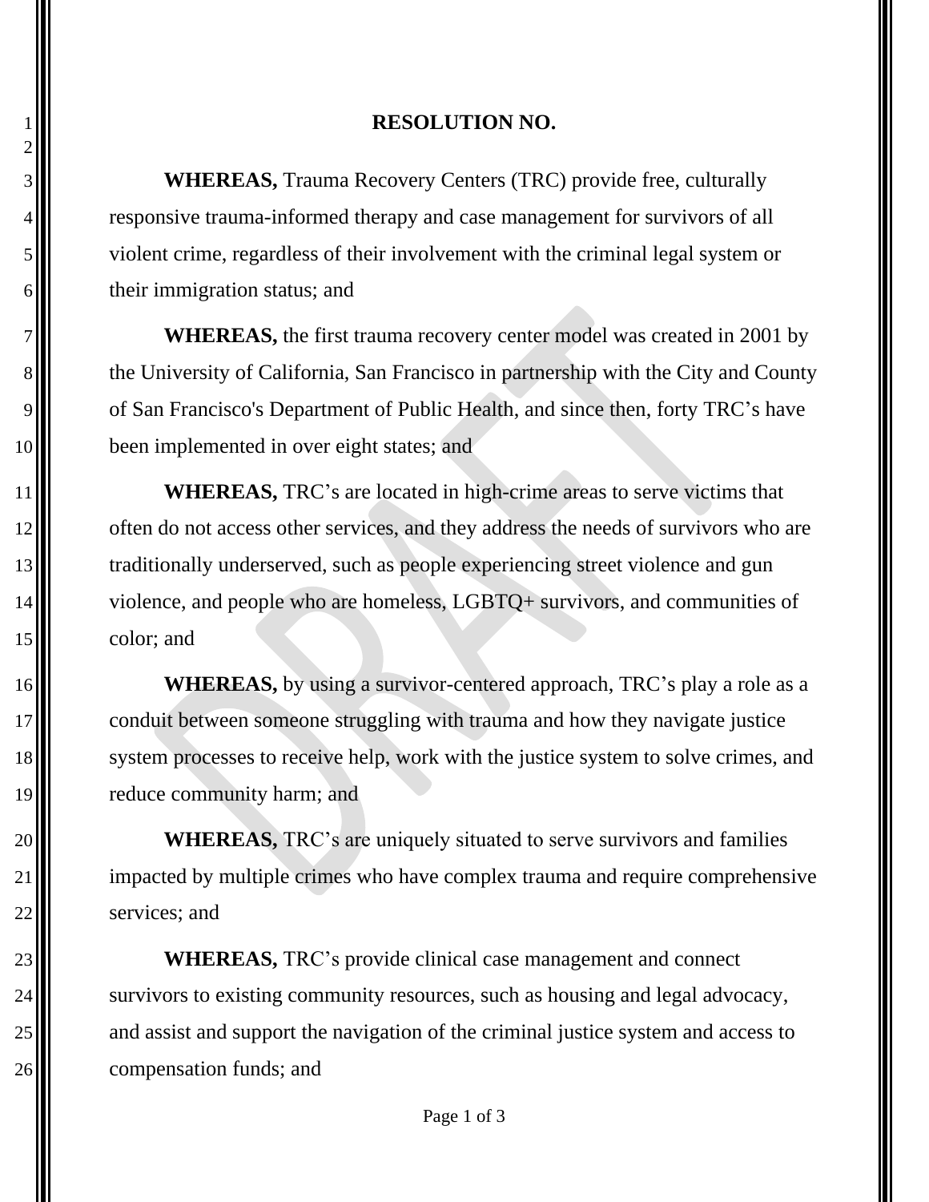# RESOLUTION NO.

**WHEREAS,** Trauma Recovery Centers (TRC) provide free, culturally responsive trauma-informed therapy and case management for survivors of all violent crime, regardless of their involvement with the criminal legal system or their immigration status; and

**WHEREAS,** the first trauma recovery center model was created in 2001 by the University of California, San Francisco in partnership with the City and County of San Francisco's Department of Public Health, and since then, forty TRC's have been implemented in over eight states; and

**WHEREAS,** TRC's are located in high-crime areas to serve victims that often do not access other services, and they address the needs of survivors who are traditionally underserved, such as people experiencing street violence and gun violence, and people who are homeless, LGBTQ+ survivors, and communities of color; and

**WHEREAS,** by using a survivor-centered approach, TRC's play a role as a conduit between someone struggling with trauma and how they navigate justice system processes to receive help, work with the justice system to solve crimes, and reduce community harm; and

**WHEREAS,** TRC's are uniquely situated to serve survivors and families impacted by multiple crimes who have complex trauma and require comprehensive services; and

**WHEREAS,** TRC's provide clinical case management and connect survivors to existing community resources, such as housing and legal advocacy, and assist and support the navigation of the criminal justice system and access to compensation funds; and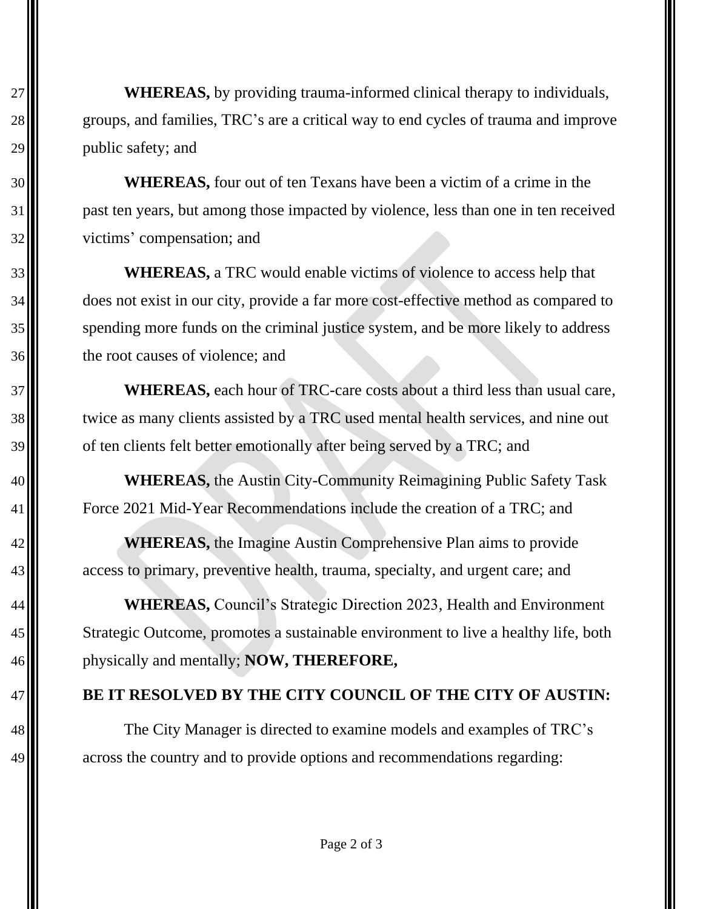**WHEREAS,** by providing trauma-informed clinical therapy to individuals, groups, and families, TRC's are a critical way to end cycles of trauma and improve public safety; and

**WHEREAS,** four out of ten Texans have been a victim of a crime in the past ten years, but among those impacted by violence, less than one in ten received victims' compensation; and

**WHEREAS,** a TRC would enable victims of violence to access help that does not exist in our city, provide a far more cost-effective method as compared to spending more funds on the criminal justice system, and be more likely to address the root causes of violence; and

**WHEREAS,** each hour of TRC-care costs about a third less than usual care, twice as many clients assisted by a TRC used mental health services, and nine out of ten clients felt better emotionally after being served by a TRC; and

**WHEREAS,** the Austin City-Community Reimagining Public Safety Task Force 2021 Mid-Year Recommendations include the creation of a TRC; and

**WHEREAS,** the Imagine Austin Comprehensive Plan aims to provide access to primary, preventive health, trauma, specialty, and urgent care; and

**WHEREAS,** Council's Strategic Direction 2023, Health and Environment Strategic Outcome, promotes a sustainable environment to live a healthy life, both physically and mentally; **NOW, THEREFORE,**

**BE IT RESOLVED BY THE CITY COUNCIL OF THE CITY OF AUSTIN:**

The City Manager is directed to examine models and examples of TRC's across the country and to provide options and recommendations regarding: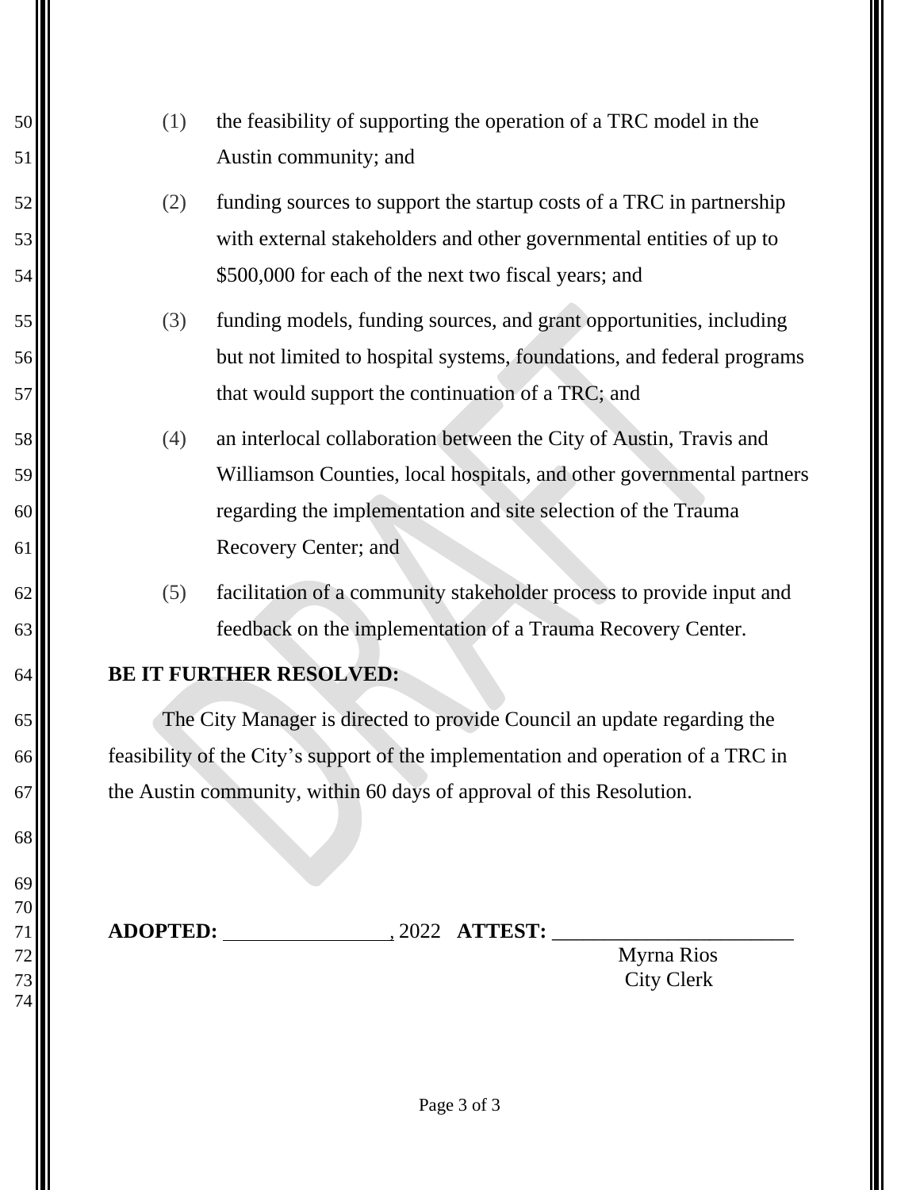(1) the feasibility of supporting the operation of a TRC model in the Austin community; and

(2) funding sources to support the startup costs of a TRC in partnership with external stakeholders and other governmental entities of up to $500,000 for each of the next two fiscal years; and

(3) funding models, funding sources, and grant opportunities, including but not limited to hospital systems, foundations, and federal programs that would support the continuation of a TRC; and

(4) an interlocal collaboration between the City of Austin, Travis and Williamson Counties, local hospitals, and other governmental partners regarding the implementation and site selection of the Trauma Recovery Center; and

(5) facilitation of a community stakeholder process to provide input and feedback on the implementation of a Trauma Recovery Center.

**BE IT FURTHER RESOLVED:**

The City Manager is directed to provide Council an update regarding the feasibility of the City's support of the implementation and operation of a TRC in the Austin community, within 60 days of approval of this Resolution.

**ADOPTED:** ________________, 2022 **ATTEST:** _______________________

Myrna Rios
City Clerk